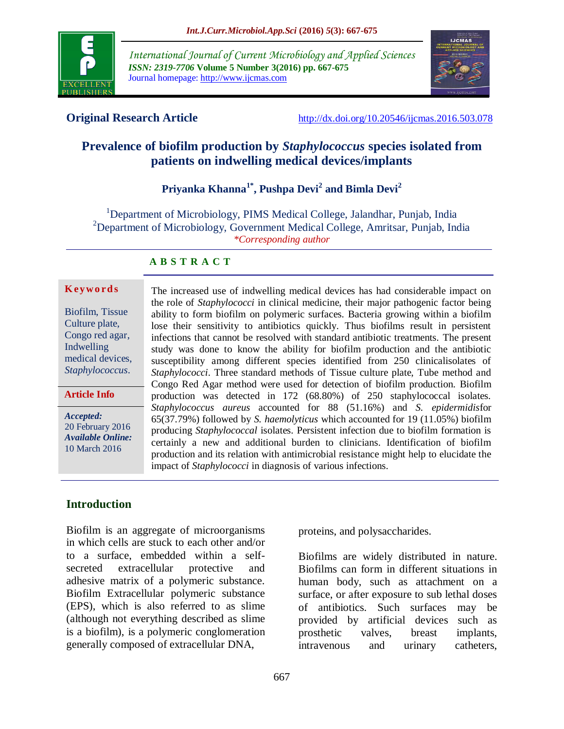**Original Research Article**

http://dx.doi.org/10.20546/ijcmas.2016.503.078

# Prevalence of biofilm production by *Staphylococcus* species isolated from patients on indwelling medical devices/implants

**Priyanka Khanna[1*], Pushpa Devi[2] and Bimla Devi[2]**

[1]Department of Microbiology, PIMS Medical College, Jalandhar, Punjab, India
[2]Department of Microbiology, Government Medical College, Amritsar, Punjab, India
*Corresponding author

## ABSTRACT

**Keywords**

Biofilm, Tissue Culture plate, Congo red agar, Indwelling medical devices, *Staphylococcus*.

**Article Info**

***Accepted:*** 20 February 2016
***Available Online:*** 10 March 2016

The increased use of indwelling medical devices has had considerable impact on the role of *Staphylococci* in clinical medicine, their major pathogenic factor being ability to form biofilm on polymeric surfaces. Bacteria growing within a biofilm lose their sensitivity to antibiotics quickly. Thus biofilms result in persistent infections that cannot be resolved with standard antibiotic treatments. The present study was done to know the ability for biofilm production and the antibiotic susceptibility among different species identified from 250 clinicalisolates of *Staphylococci*. Three standard methods of Tissue culture plate, Tube method and Congo Red Agar method were used for detection of biofilm production. Biofilm production was detected in 172 (68.80%) of 250 staphylococcal isolates. *Staphylococcus aureus* accounted for 88 (51.16%) and *S. epidermidis*for 65(37.79%) followed by *S. haemolyticus* which accounted for 19 (11.05%) biofilm producing *Staphylococcal* isolates. Persistent infection due to biofilm formation is certainly a new and additional burden to clinicians. Identification of biofilm production and its relation with antimicrobial resistance might help to elucidate the impact of *Staphylococci* in diagnosis of various infections.

## Introduction

Biofilm is an aggregate of microorganisms in which cells are stuck to each other and/or to a surface, embedded within a self-secreted extracellular protective and adhesive matrix of a polymeric substance. Biofilm Extracellular polymeric substance (EPS), which is also referred to as slime (although not everything described as slime is a biofilm), is a polymeric conglomeration generally composed of extracellular DNA, proteins, and polysaccharides.

Biofilms are widely distributed in nature. Biofilms can form in different situations in human body, such as attachment on a surface, or after exposure to sub lethal doses of antibiotics. Such surfaces may be provided by artificial devices such as prosthetic valves, breast implants, intravenous and urinary catheters,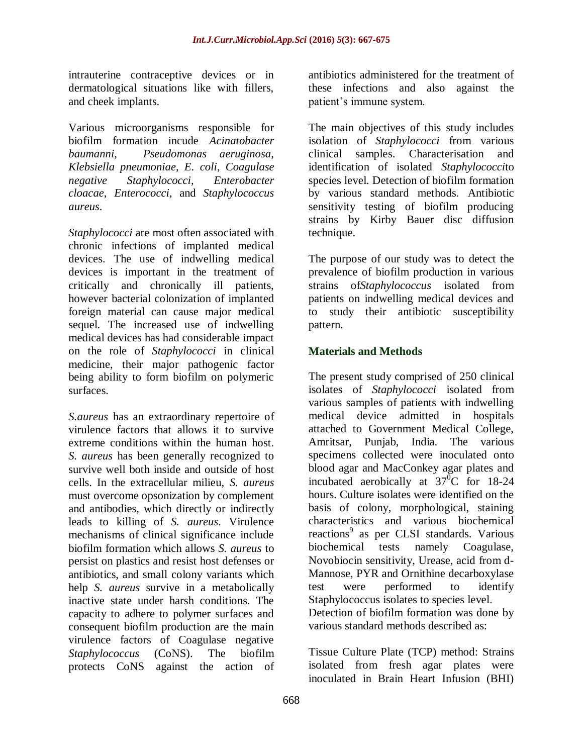intrauterine contraceptive devices or in dermatological situations like with fillers, and cheek implants.

Various microorganisms responsible for biofilm formation incude *Acinatobacter baumanni*, *Pseudomonas aeruginosa*, *Klebsiella pneumoniae*, *E. coli*, *Coagulase negative Staphylococci*, *Enterobacter cloacae*, *Enterococci*, and *Staphylococcus aureus*.

*Staphylococci* are most often associated with chronic infections of implanted medical devices. The use of indwelling medical devices is important in the treatment of critically and chronically ill patients, however bacterial colonization of implanted foreign material can cause major medical sequel. The increased use of indwelling medical devices has had considerable impact on the role of *Staphylococci* in clinical medicine, their major pathogenic factor being ability to form biofilm on polymeric surfaces.

*S.aureus* has an extraordinary repertoire of virulence factors that allows it to survive extreme conditions within the human host. *S. aureus* has been generally recognized to survive well both inside and outside of host cells. In the extracellular milieu, *S. aureus* must overcome opsonization by complement and antibodies, which directly or indirectly leads to killing of *S. aureus*. Virulence mechanisms of clinical significance include biofilm formation which allows *S. aureus* to persist on plastics and resist host defenses or antibiotics, and small colony variants which help *S. aureus* survive in a metabolically inactive state under harsh conditions. The capacity to adhere to polymer surfaces and consequent biofilm production are the main virulence factors of Coagulase negative *Staphylococcus* (CoNS). The biofilm protects CoNS against the action of antibiotics administered for the treatment of these infections and also against the patient's immune system.

The main objectives of this study includes isolation of *Staphylococci* from various clinical samples. Characterisation and identification of isolated *Staphylococci*to species level. Detection of biofilm formation by various standard methods. Antibiotic sensitivity testing of biofilm producing strains by Kirby Bauer disc diffusion technique.

The purpose of our study was to detect the prevalence of biofilm production in various strains of*Staphylococcus* isolated from patients on indwelling medical devices and to study their antibiotic susceptibility pattern.

## Materials and Methods

The present study comprised of 250 clinical isolates of *Staphylococci* isolated from various samples of patients with indwelling medical device admitted in hospitals attached to Government Medical College, Amritsar, Punjab, India. The various specimens collected were inoculated onto blood agar and MacConkey agar plates and incubated aerobically at $37^0$C for 18-24 hours. Culture isolates were identified on the basis of colony, morphological, staining characteristics and various biochemical reactions[9] as per CLSI standards. Various biochemical tests namely Coagulase, Novobiocin sensitivity, Urease, acid from d-Mannose, PYR and Ornithine decarboxylase test were performed to identify Staphylococcus isolates to species level.
Detection of biofilm formation was done by various standard methods described as:

Tissue Culture Plate (TCP) method: Strains isolated from fresh agar plates were inoculated in Brain Heart Infusion (BHI)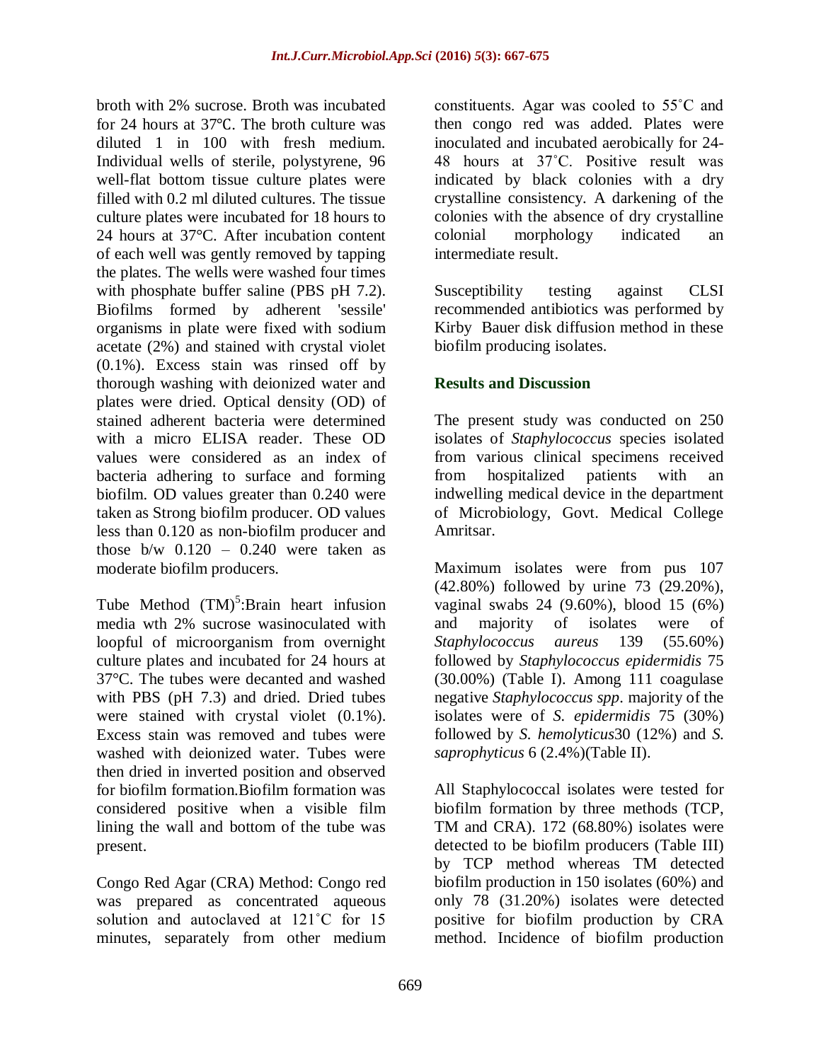broth with 2% sucrose. Broth was incubated for 24 hours at 37℃. The broth culture was diluted 1 in 100 with fresh medium. Individual wells of sterile, polystyrene, 96 well-flat bottom tissue culture plates were filled with 0.2 ml diluted cultures. The tissue culture plates were incubated for 18 hours to 24 hours at 37°C. After incubation content of each well was gently removed by tapping the plates. The wells were washed four times with phosphate buffer saline (PBS pH 7.2). Biofilms formed by adherent 'sessile' organisms in plate were fixed with sodium acetate (2%) and stained with crystal violet (0.1%). Excess stain was rinsed off by thorough washing with deionized water and plates were dried. Optical density (OD) of stained adherent bacteria were determined with a micro ELISA reader. These OD values were considered as an index of bacteria adhering to surface and forming biofilm. OD values greater than 0.240 were taken as Strong biofilm producer. OD values less than 0.120 as non-biofilm producer and those b/w 0.120 – 0.240 were taken as moderate biofilm producers.

Tube Method (TM)[5]:Brain heart infusion media wth 2% sucrose wasinoculated with loopful of microorganism from overnight culture plates and incubated for 24 hours at 37°C. The tubes were decanted and washed with PBS (pH 7.3) and dried. Dried tubes were stained with crystal violet (0.1%). Excess stain was removed and tubes were washed with deionized water. Tubes were then dried in inverted position and observed for biofilm formation.Biofilm formation was considered positive when a visible film lining the wall and bottom of the tube was present.

Congo Red Agar (CRA) Method: Congo red was prepared as concentrated aqueous solution and autoclaved at 121˚C for 15 minutes, separately from other medium constituents. Agar was cooled to 55˚C and then congo red was added. Plates were inoculated and incubated aerobically for 24-48 hours at 37˚C. Positive result was indicated by black colonies with a dry crystalline consistency. A darkening of the colonies with the absence of dry crystalline colonial morphology indicated an intermediate result.

Susceptibility testing against CLSI recommended antibiotics was performed by Kirby Bauer disk diffusion method in these biofilm producing isolates.

## Results and Discussion

The present study was conducted on 250 isolates of *Staphylococcus* species isolated from various clinical specimens received from hospitalized patients with an indwelling medical device in the department of Microbiology, Govt. Medical College Amritsar.

Maximum isolates were from pus 107 (42.80%) followed by urine 73 (29.20%), vaginal swabs 24 (9.60%), blood 15 (6%) and majority of isolates were of *Staphylococcus aureus* 139 (55.60%) followed by *Staphylococcus epidermidis* 75 (30.00%) (Table I). Among 111 coagulase negative *Staphylococcus spp*. majority of the isolates were of *S. epidermidis* 75 (30%) followed by *S. hemolyticus*30 (12%) and *S. saprophyticus* 6 (2.4%)(Table II).

All Staphylococcal isolates were tested for biofilm formation by three methods (TCP, TM and CRA). 172 (68.80%) isolates were detected to be biofilm producers (Table III) by TCP method whereas TM detected biofilm production in 150 isolates (60%) and only 78 (31.20%) isolates were detected positive for biofilm production by CRA method. Incidence of biofilm production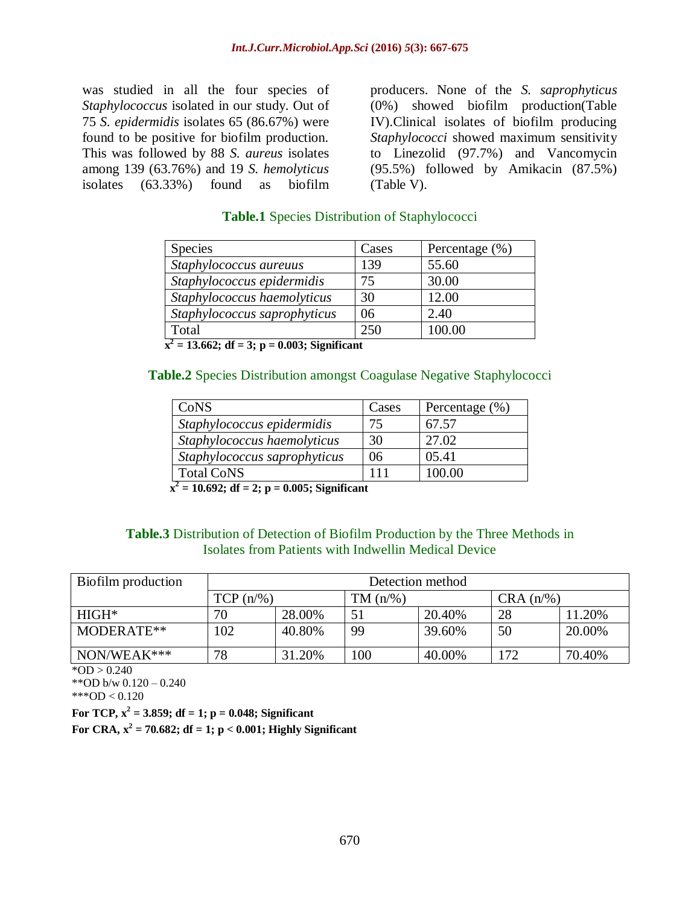was studied in all the four species of *Staphylococcus* isolated in our study. Out of 75 *S. epidermidis* isolates 65 (86.67%) were found to be positive for biofilm production. This was followed by 88 *S. aureus* isolates among 139 (63.76%) and 19 *S. hemolyticus* isolates (63.33%) found as biofilm producers. None of the *S. saprophyticus* (0%) showed biofilm production(Table IV).Clinical isolates of biofilm producing *Staphylococci* showed maximum sensitivity to Linezolid (97.7%) and Vancomycin (95.5%) followed by Amikacin (87.5%) (Table V).

**Table.1** Species Distribution of Staphylococci

| Species | Cases | Percentage (%) |
|---|---|---|
| *Staphylococcus aureuus* | 139 | 55.60 |
| *Staphylococcus epidermidis* | 75 | 30.00 |
| *Staphylococcus haemolyticus* | 30 | 12.00 |
| *Staphylococcus saprophyticus* | 06 | 2.40 |
| Total | 250 | 100.00 |

**$x^2$ = 13.662; df = 3; p = 0.003; Significant**

**Table.2** Species Distribution amongst Coagulase Negative Staphylococci

| CoNS | Cases | Percentage (%) |
|---|---|---|
| *Staphylococcus epidermidis* | 75 | 67.57 |
| *Staphylococcus haemolyticus* | 30 | 27.02 |
| *Staphylococcus saprophyticus* | 06 | 05.41 |
| Total CoNS | 111 | 100.00 |

**$x^2$ = 10.692; df = 2; p = 0.005; Significant**

**Table.3** Distribution of Detection of Biofilm Production by the Three Methods in Isolates from Patients with Indwellin Medical Device

| Biofilm production | Detection method | | | | | |
|---|---|---|---|---|---|---|
| | TCP (n/%) | | TM (n/%) | | CRA (n/%) | |
| HIGH* | 70 | 28.00% | 51 | 20.40% | 28 | 11.20% |
| MODERATE** | 102 | 40.80% | 99 | 39.60% | 50 | 20.00% |
| NON/WEAK*** | 78 | 31.20% | 100 | 40.00% | 172 | 70.40% |

*OD > 0.240

**OD b/w 0.120 – 0.240

***OD < 0.120

**For TCP, $x^2$ = 3.859; df = 1; p = 0.048; Significant**

**For CRA, $x^2$ = 70.682; df = 1; p < 0.001; Highly Significant**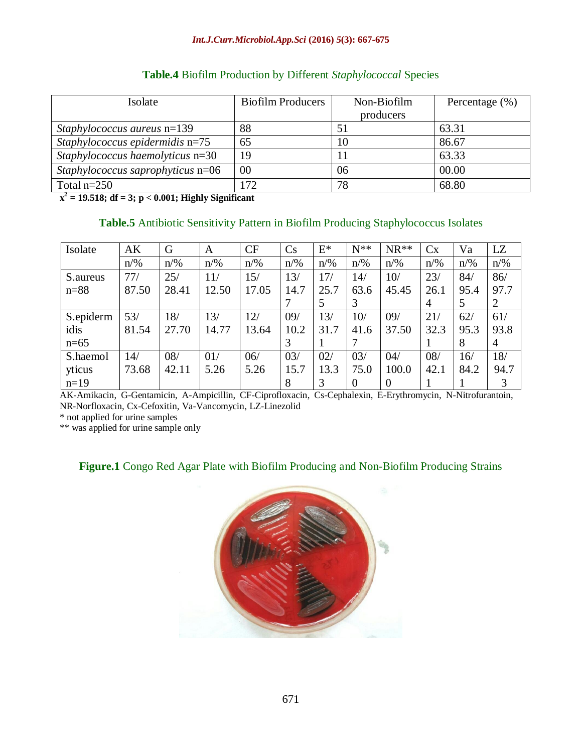**Table.4** Biofilm Production by Different *Staphylococcal* Species

| Isolate | Biofilm Producers | Non-Biofilm producers | Percentage (%) |
|---|---|---|---|
| *Staphylococcus aureus* n=139 | 88 | 51 | 63.31 |
| *Staphylococcus epidermidis* n=75 | 65 | 10 | 86.67 |
| *Staphylococcus haemolyticus* n=30 | 19 | 11 | 63.33 |
| *Staphylococcus saprophyticus* n=06 | 00 | 06 | 00.00 |
| Total n=250 | 172 | 78 | 68.80 |

**$x^2$ = 19.518; df = 3; p < 0.001; Highly Significant**

**Table.5** Antibiotic Sensitivity Pattern in Biofilm Producing Staphylococcus Isolates

| Isolate | AK | G | A | CF | Cs | E* | N** | NR** | Cx | Va | LZ |
|---|---|---|---|---|---|---|---|---|---|---|---|
| | n/% | n/% | n/% | n/% | n/% | n/% | n/% | n/% | n/% | n/% | n/% |
| S.aureus n=88 | 77/ 87.50 | 25/ 28.41 | 11/ 12.50 | 15/ 17.05 | 13/ 14.77 | 17/ 25.75 | 14/ 63.63 | 10/ 45.45 | 23/ 26.14 | 84/ 95.45 | 86/ 97.72 |
| S.epidermidis n=65 | 53/ 81.54 | 18/ 27.70 | 13/ 14.77 | 12/ 13.64 | 09/ 10.23 | 13/ 31.71 | 10/ 41.67 | 09/ 37.50 | 21/ 32.31 | 62/ 95.38 | 61/ 93.84 |
| S.haemolyticus n=19 | 14/ 73.68 | 08/ 42.11 | 01/ 5.26 | 06/ 5.26 | 03/ 15.78 | 02/ 13.33 | 03/ 75.00 | 04/ 100.00 | 08/ 42.11 | 16/ 84.21 | 18/ 94.73 |

AK-Amikacin, G-Gentamicin, A-Ampicillin, CF-Ciprofloxacin, Cs-Cephalexin, E-Erythromycin, N-Nitrofurantoin, NR-Norfloxacin, Cx-Cefoxitin, Va-Vancomycin, LZ-Linezolid

\* not applied for urine samples

\*\* was applied for urine sample only

**Figure.1** Congo Red Agar Plate with Biofilm Producing and Non-Biofilm Producing Strains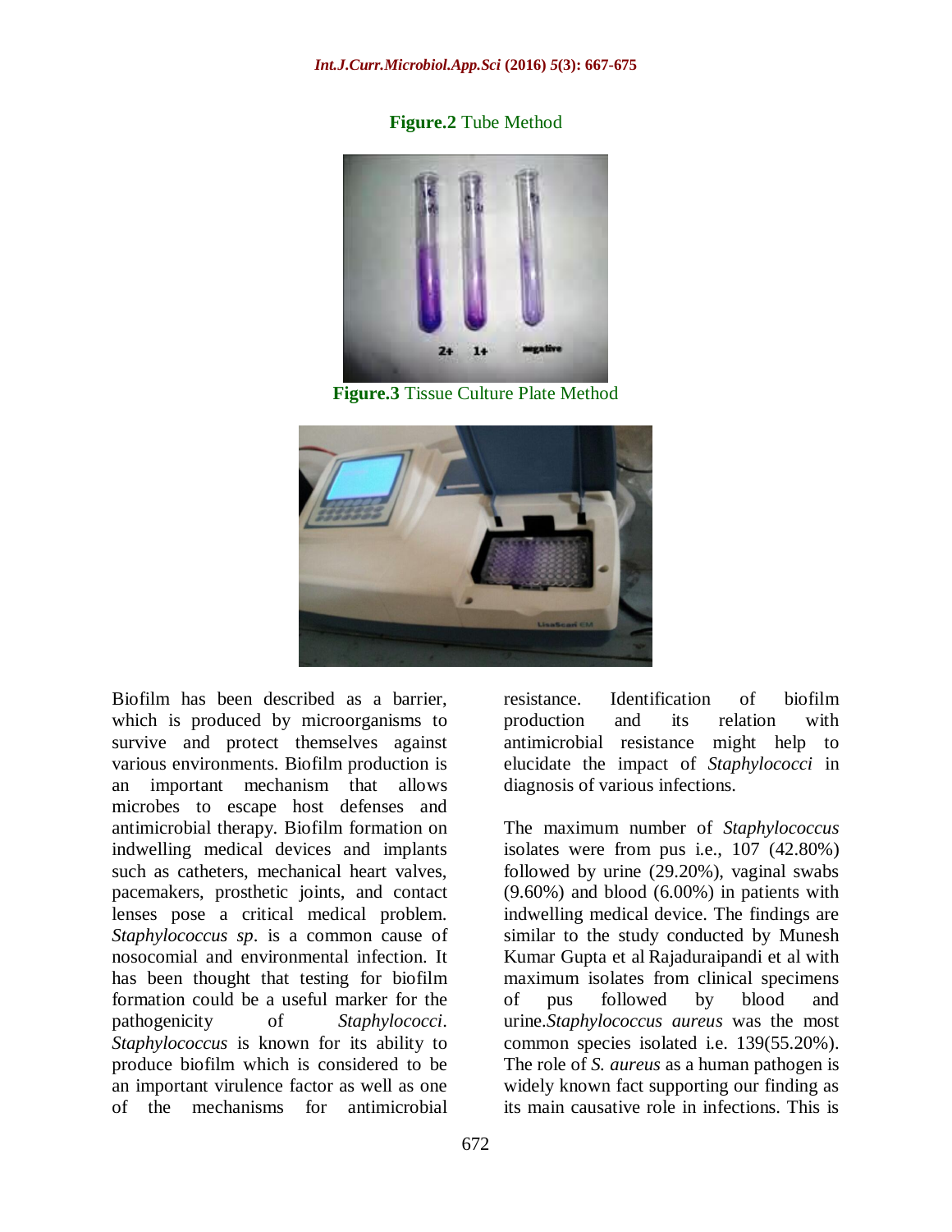**Figure.2** Tube Method

**Figure.3** Tissue Culture Plate Method

Biofilm has been described as a barrier, which is produced by microorganisms to survive and protect themselves against various environments. Biofilm production is an important mechanism that allows microbes to escape host defenses and antimicrobial therapy. Biofilm formation on indwelling medical devices and implants such as catheters, mechanical heart valves, pacemakers, prosthetic joints, and contact lenses pose a critical medical problem. *Staphylococcus sp*. is a common cause of nosocomial and environmental infection. It has been thought that testing for biofilm formation could be a useful marker for the pathogenicity of *Staphylococci*. *Staphylococcus* is known for its ability to produce biofilm which is considered to be an important virulence factor as well as one of the mechanisms for antimicrobial resistance. Identification of biofilm production and its relation with antimicrobial resistance might help to elucidate the impact of *Staphylococci* in diagnosis of various infections.

The maximum number of *Staphylococcus* isolates were from pus i.e., 107 (42.80%) followed by urine (29.20%), vaginal swabs (9.60%) and blood (6.00%) in patients with indwelling medical device. The findings are similar to the study conducted by Munesh Kumar Gupta et al Rajaduraipandi et al with maximum isolates from clinical specimens of pus followed by blood and urine.*Staphylococcus aureus* was the most common species isolated i.e. 139(55.20%). The role of *S. aureus* as a human pathogen is widely known fact supporting our finding as its main causative role in infections. This is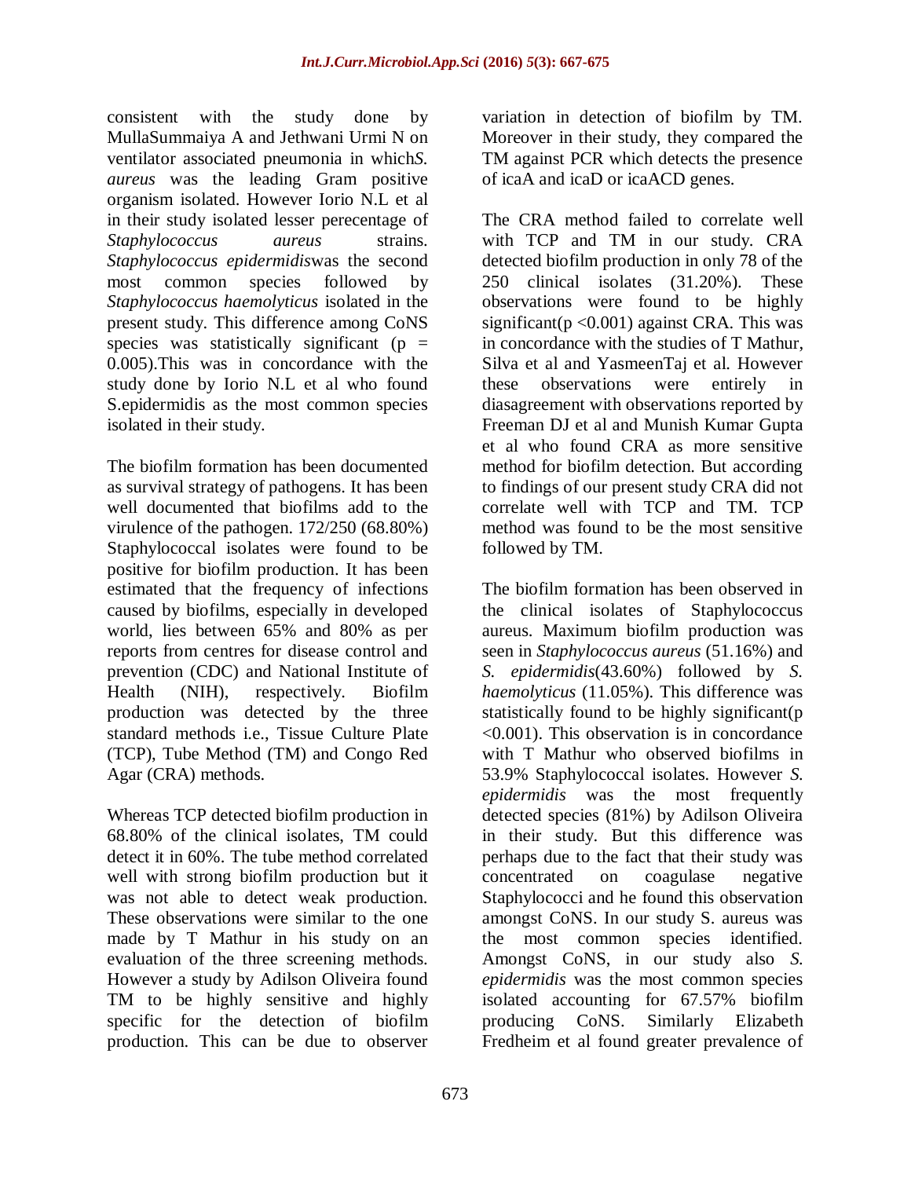consistent with the study done by MullaSummaiya A and Jethwani Urmi N on ventilator associated pneumonia in which*S. aureus* was the leading Gram positive organism isolated. However Iorio N.L et al in their study isolated lesser perecentage of *Staphylococcus aureus* strains. *Staphylococcus epidermidis*was the second most common species followed by *Staphylococcus haemolyticus* isolated in the present study. This difference among CoNS species was statistically significant ($p = 0.005$).This was in concordance with the study done by Iorio N.L et al who found S.epidermidis as the most common species isolated in their study.

The biofilm formation has been documented as survival strategy of pathogens. It has been well documented that biofilms add to the virulence of the pathogen. 172/250 (68.80%) Staphylococcal isolates were found to be positive for biofilm production. It has been estimated that the frequency of infections caused by biofilms, especially in developed world, lies between 65% and 80% as per reports from centres for disease control and prevention (CDC) and National Institute of Health (NIH), respectively. Biofilm production was detected by the three standard methods i.e., Tissue Culture Plate (TCP), Tube Method (TM) and Congo Red Agar (CRA) methods.

Whereas TCP detected biofilm production in 68.80% of the clinical isolates, TM could detect it in 60%. The tube method correlated well with strong biofilm production but it was not able to detect weak production. These observations were similar to the one made by T Mathur in his study on an evaluation of the three screening methods. However a study by Adilson Oliveira found TM to be highly sensitive and highly specific for the detection of biofilm production. This can be due to observer variation in detection of biofilm by TM. Moreover in their study, they compared the TM against PCR which detects the presence of icaA and icaD or icaACD genes.

The CRA method failed to correlate well with TCP and TM in our study. CRA detected biofilm production in only 78 of the 250 clinical isolates (31.20%). These observations were found to be highly significant($p < 0.001$) against CRA. This was in concordance with the studies of T Mathur, Silva et al and YasmeenTaj et al. However these observations were entirely in diasagreement with observations reported by Freeman DJ et al and Munish Kumar Gupta et al who found CRA as more sensitive method for biofilm detection. But according to findings of our present study CRA did not correlate well with TCP and TM. TCP method was found to be the most sensitive followed by TM.

The biofilm formation has been observed in the clinical isolates of Staphylococcus aureus. Maximum biofilm production was seen in *Staphylococcus aureus* (51.16%) and *S. epidermidis*(43.60%) followed by *S. haemolyticus* (11.05%). This difference was statistically found to be highly significant($p < 0.001$). This observation is in concordance with T Mathur who observed biofilms in 53.9% Staphylococcal isolates. However *S. epidermidis* was the most frequently detected species (81%) by Adilson Oliveira in their study. But this difference was perhaps due to the fact that their study was concentrated on coagulase negative Staphylococci and he found this observation amongst CoNS. In our study S. aureus was the most common species identified. Amongst CoNS, in our study also *S. epidermidis* was the most common species isolated accounting for 67.57% biofilm producing CoNS. Similarly Elizabeth Fredheim et al found greater prevalence of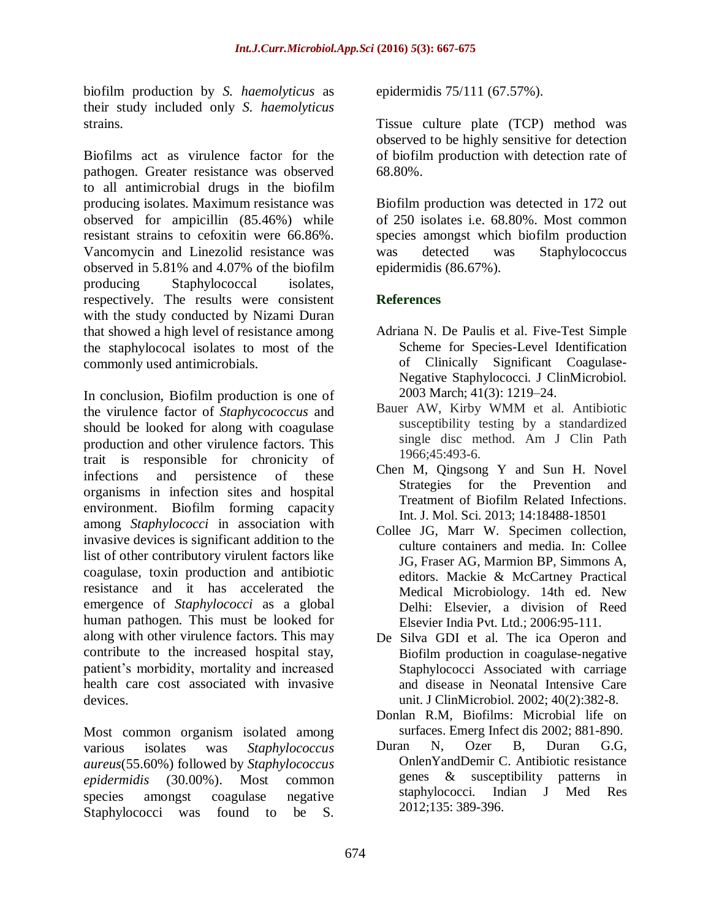biofilm production by *S. haemolyticus* as their study included only *S. haemolyticus* strains.

Biofilms act as virulence factor for the pathogen. Greater resistance was observed to all antimicrobial drugs in the biofilm producing isolates. Maximum resistance was observed for ampicillin (85.46%) while resistant strains to cefoxitin were 66.86%. Vancomycin and Linezolid resistance was observed in 5.81% and 4.07% of the biofilm producing Staphylococcal isolates, respectively. The results were consistent with the study conducted by Nizami Duran that showed a high level of resistance among the staphylococal isolates to most of the commonly used antimicrobials.

In conclusion, Biofilm production is one of the virulence factor of *Staphycococcus* and should be looked for along with coagulase production and other virulence factors. This trait is responsible for chronicity of infections and persistence of these organisms in infection sites and hospital environment. Biofilm forming capacity among *Staphylococci* in association with invasive devices is significant addition to the list of other contributory virulent factors like coagulase, toxin production and antibiotic resistance and it has accelerated the emergence of *Staphylococci* as a global human pathogen. This must be looked for along with other virulence factors. This may contribute to the increased hospital stay, patient's morbidity, mortality and increased health care cost associated with invasive devices.

Most common organism isolated among various isolates was *Staphylococcus aureus*(55.60%) followed by *Staphylococcus epidermidis* (30.00%). Most common species amongst coagulase negative Staphylococci was found to be S. epidermidis 75/111 (67.57%).

Tissue culture plate (TCP) method was observed to be highly sensitive for detection of biofilm production with detection rate of 68.80%.

Biofilm production was detected in 172 out of 250 isolates i.e. 68.80%. Most common species amongst which biofilm production was detected was Staphylococcus epidermidis (86.67%).

## References

- Adriana N. De Paulis et al. Five-Test Simple Scheme for Species-Level Identification of Clinically Significant Coagulase-Negative Staphylococci. J ClinMicrobiol. 2003 March; 41(3): 1219–24.
- Bauer AW, Kirby WMM et al. Antibiotic susceptibility testing by a standardized single disc method. Am J Clin Path 1966;45:493-6.
- Chen M, Qingsong Y and Sun H. Novel Strategies for the Prevention and Treatment of Biofilm Related Infections. Int. J. Mol. Sci. 2013; 14:18488-18501
- Collee JG, Marr W. Specimen collection, culture containers and media. In: Collee JG, Fraser AG, Marmion BP, Simmons A, editors. Mackie & McCartney Practical Medical Microbiology. 14th ed. New Delhi: Elsevier, a division of Reed Elsevier India Pvt. Ltd.; 2006:95-111.
- De Silva GDI et al. The ica Operon and Biofilm production in coagulase-negative Staphylococci Associated with carriage and disease in Neonatal Intensive Care unit. J ClinMicrobiol. 2002; 40(2):382-8.
- Donlan R.M, Biofilms: Microbial life on surfaces. Emerg Infect dis 2002; 881-890.
- Duran N, Ozer B, Duran G.G, OnlenYandDemir C. Antibiotic resistance genes & susceptibility patterns in staphylococci. Indian J Med Res 2012;135: 389-396.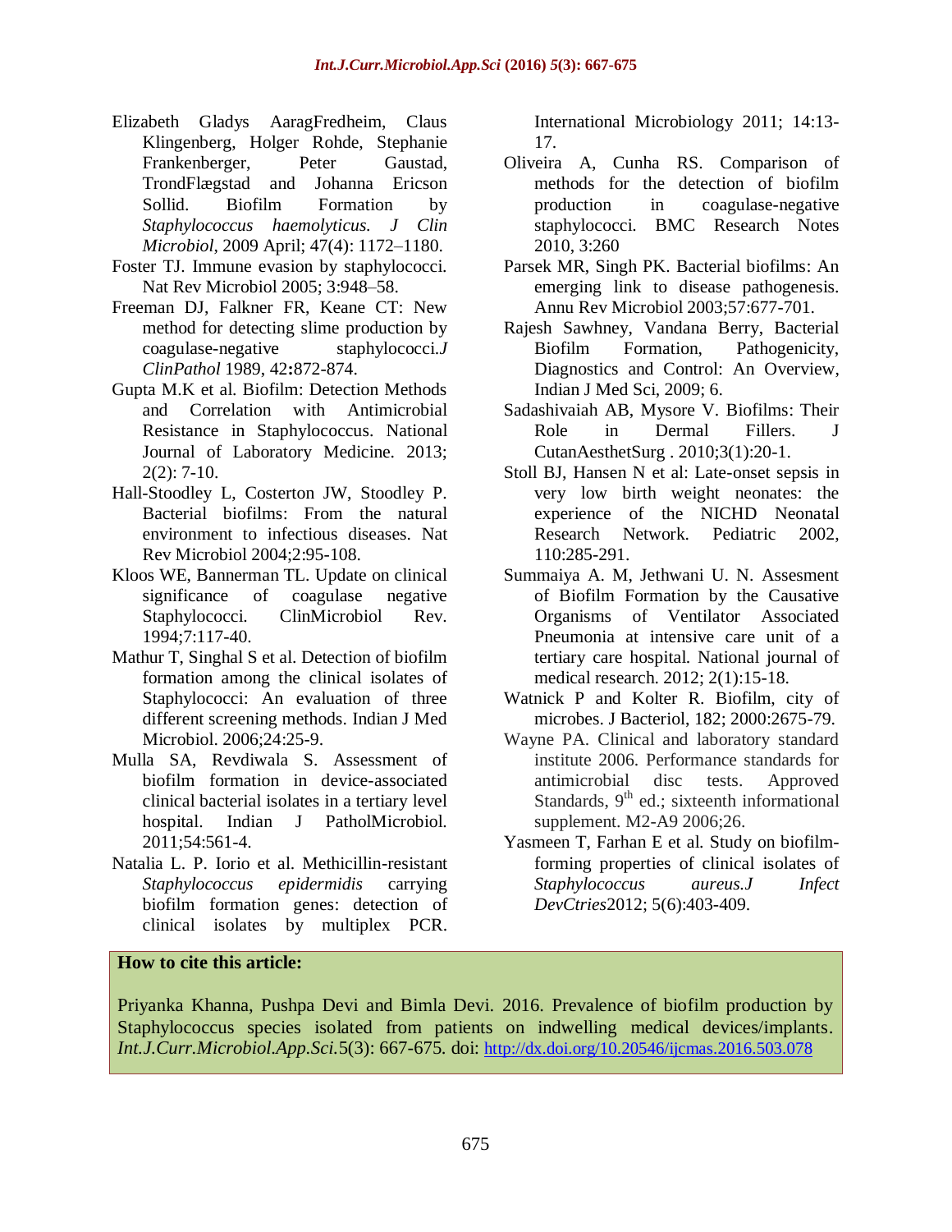Elizabeth Gladys AaragFredheim, Claus Klingenberg, Holger Rohde, Stephanie Frankenberger, Peter Gaustad, TrondFlægstad and Johanna Ericson Sollid. Biofilm Formation by *Staphylococcus haemolyticus. J Clin Microbiol*, 2009 April; 47(4): 1172–1180.

Foster TJ. Immune evasion by staphylococci. Nat Rev Microbiol 2005; 3:948–58.

Freeman DJ, Falkner FR, Keane CT: New method for detecting slime production by coagulase-negative staphylococci.*J ClinPathol* 1989, 42**:**872-874.

Gupta M.K et al. Biofilm: Detection Methods and Correlation with Antimicrobial Resistance in Staphylococcus. National Journal of Laboratory Medicine. 2013; 2(2): 7-10.

Hall-Stoodley L, Costerton JW, Stoodley P. Bacterial biofilms: From the natural environment to infectious diseases. Nat Rev Microbiol 2004;2:95-108.

Kloos WE, Bannerman TL. Update on clinical significance of coagulase negative Staphylococci. ClinMicrobiol Rev. 1994;7:117-40.

Mathur T, Singhal S et al. Detection of biofilm formation among the clinical isolates of Staphylococci: An evaluation of three different screening methods. Indian J Med Microbiol. 2006;24:25-9.

Mulla SA, Revdiwala S. Assessment of biofilm formation in device-associated clinical bacterial isolates in a tertiary level hospital. Indian J PatholMicrobiol. 2011;54:561-4.

Natalia L. P. Iorio et al. Methicillin-resistant *Staphylococcus epidermidis* carrying biofilm formation genes: detection of clinical isolates by multiplex PCR. International Microbiology 2011; 14:13-17.

Oliveira A, Cunha RS. Comparison of methods for the detection of biofilm production in coagulase-negative staphylococci. BMC Research Notes 2010, 3:260

Parsek MR, Singh PK. Bacterial biofilms: An emerging link to disease pathogenesis. Annu Rev Microbiol 2003;57:677-701.

Rajesh Sawhney, Vandana Berry, Bacterial Biofilm Formation, Pathogenicity, Diagnostics and Control: An Overview, Indian J Med Sci, 2009; 6.

Sadashivaiah AB, Mysore V. Biofilms: Their Role in Dermal Fillers. J CutanAesthetSurg . 2010;3(1):20-1.

Stoll BJ, Hansen N et al: Late-onset sepsis in very low birth weight neonates: the experience of the NICHD Neonatal Research Network. Pediatric 2002, 110:285-291.

Summaiya A. M, Jethwani U. N. Assesment of Biofilm Formation by the Causative Organisms of Ventilator Associated Pneumonia at intensive care unit of a tertiary care hospital. National journal of medical research. 2012; 2(1):15-18.

Watnick P and Kolter R. Biofilm, city of microbes. J Bacteriol, 182; 2000:2675-79.

Wayne PA. Clinical and laboratory standard institute 2006. Performance standards for antimicrobial disc tests. Approved Standards, 9th ed.; sixteenth informational supplement. M2-A9 2006;26.

Yasmeen T, Farhan E et al. Study on biofilm-forming properties of clinical isolates of *Staphylococcus aureus.J Infect DevCtries*2012; 5(6):403-409.

**How to cite this article:**

Priyanka Khanna, Pushpa Devi and Bimla Devi. 2016. Prevalence of biofilm production by Staphylococcus species isolated from patients on indwelling medical devices/implants. *Int.J.Curr.Microbiol.App.Sci.*5(3): 667-675. doi: http://dx.doi.org/10.20546/ijcmas.2016.503.078